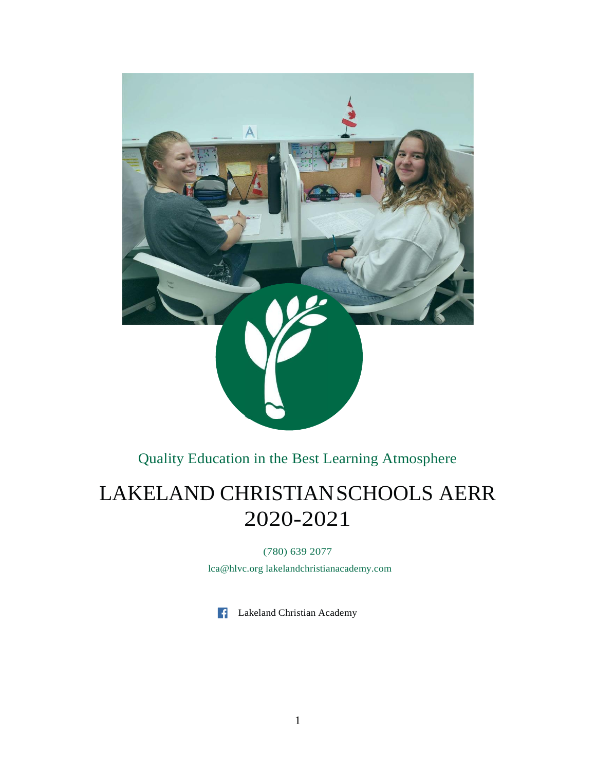Quality Education in the Best Learning Atmosphere

# LAKELAND CHRISTIAN SCHOOLS AERR 2020-2021

(780) 639 2077

lca@hlvc.org lakelandchristianacademy.com

Lakeland Christian Academy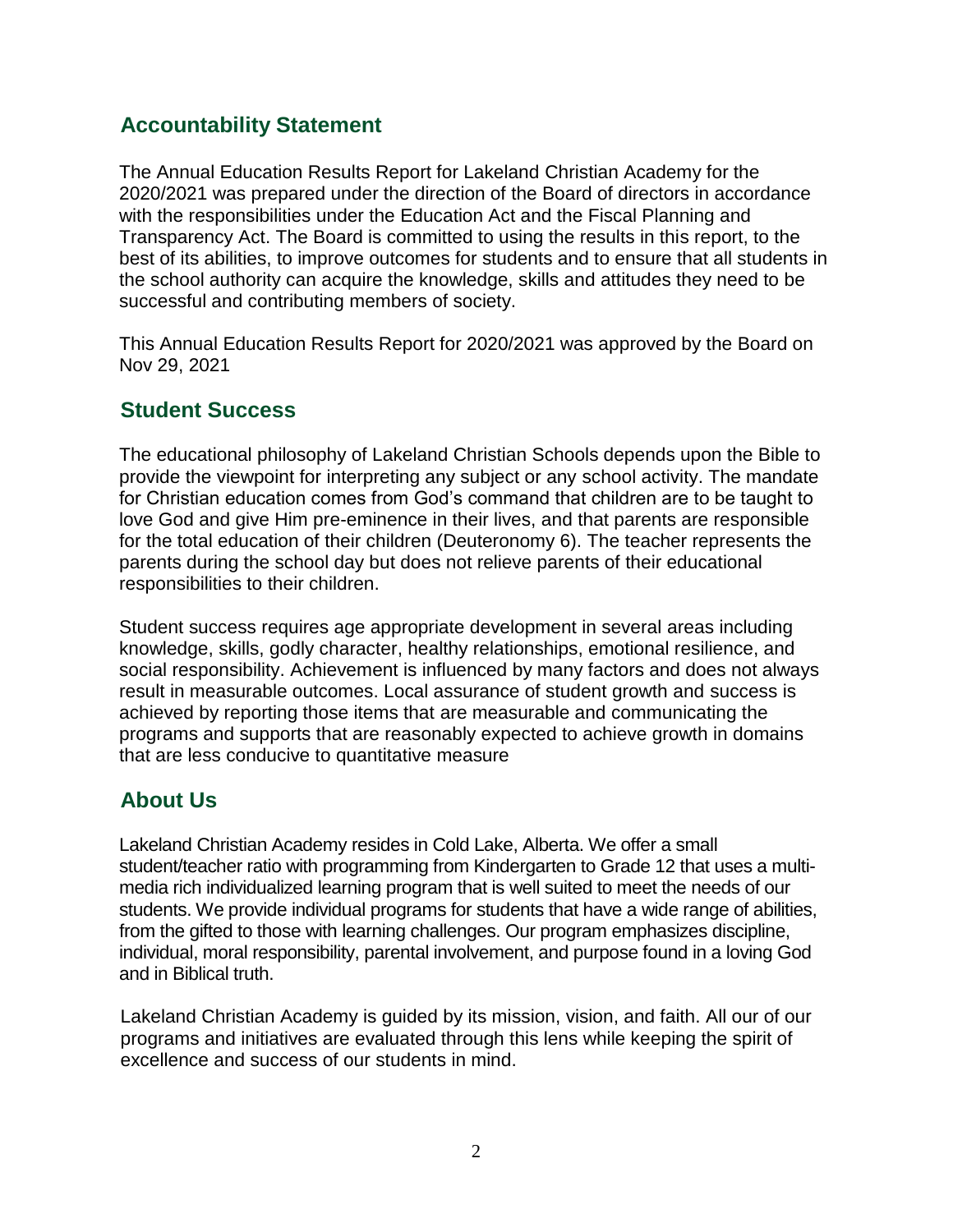## Accountability Statement

The Annual Education Results Report for Lakeland Christian Academy for the 2020/2021 was prepared under the direction of the Board of directors in accordance with the responsibilities under the Education Act and the Fiscal Planning and Transparency Act. The Board is committed to using the results in this report, to the best of its abilities, to improve outcomes for students and to ensure that all students in the school authority can acquire the knowledge, skills and attitudes they need to be successful and contributing members of society.

This Annual Education Results Report for 2020/2021 was approved by the Board on Nov 29, 2021

## Student Success

The educational philosophy of Lakeland Christian Schools depends upon the Bible to provide the viewpoint for interpreting any subject or any school activity. The mandate for Christian education comes from God's command that children are to be taught to love God and give Him pre-eminence in their lives, and that parents are responsible for the total education of their children (Deuteronomy 6). The teacher represents the parents during the school day but does not relieve parents of their educational responsibilities to their children.

Student success requires age appropriate development in several areas including knowledge, skills, godly character, healthy relationships, emotional resilience, and social responsibility. Achievement is influenced by many factors and does not always result in measurable outcomes. Local assurance of student growth and success is achieved by reporting those items that are measurable and communicating the programs and supports that are reasonably expected to achieve growth in domains that are less conducive to quantitative measure

## About Us

Lakeland Christian Academy resides in Cold Lake, Alberta. We offer a small student/teacher ratio with programming from Kindergarten to Grade 12 that uses a multi-media rich individualized learning program that is well suited to meet the needs of our students. We provide individual programs for students that have a wide range of abilities, from the gifted to those with learning challenges. Our program emphasizes discipline, individual, moral responsibility, parental involvement, and purpose found in a loving God and in Biblical truth.

Lakeland Christian Academy is guided by its mission, vision, and faith. All our of our programs and initiatives are evaluated through this lens while keeping the spirit of excellence and success of our students in mind.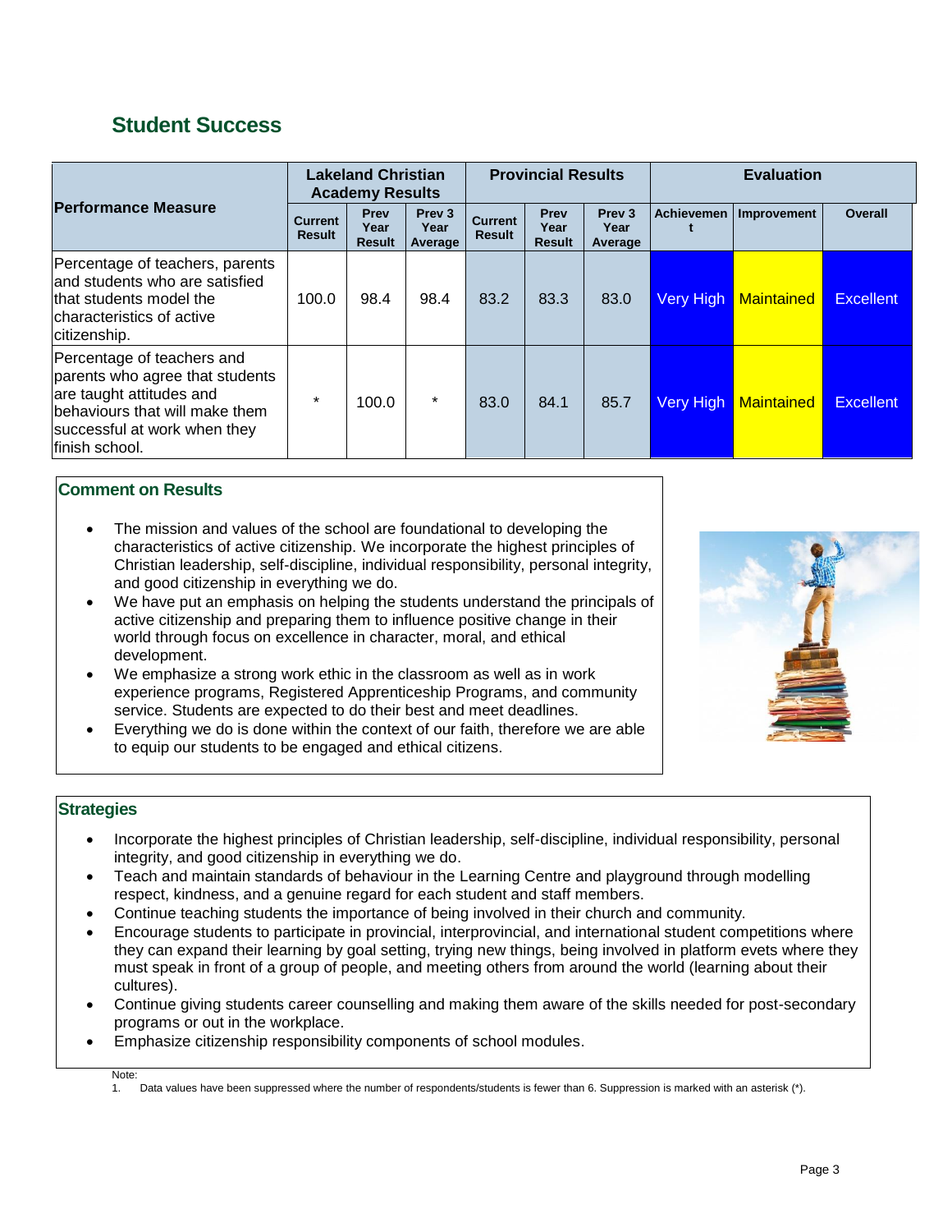## Student Success

| Performance Measure | Lakeland Christian Academy Results | | | Provincial Results | | | Evaluation | | |
|---|---|---|---|---|---|---|---|---|---|
| | Current Result | Prev Year Result | Prev 3 Year Average | Current Result | Prev Year Result | Prev 3 Year Average | Achievement | Improvement | Overall |
| Percentage of teachers, parents and students who are satisfied that students model the characteristics of active citizenship. | 100.0 | 98.4 | 98.4 | 83.2 | 83.3 | 83.0 | Very High | Maintained | Excellent |
| Percentage of teachers and parents who agree that students are taught attitudes and behaviours that will make them successful at work when they finish school. | * | 100.0 | * | 83.0 | 84.1 | 85.7 | Very High | Maintained | Excellent |

### Comment on Results

- The mission and values of the school are foundational to developing the characteristics of active citizenship. We incorporate the highest principles of Christian leadership, self-discipline, individual responsibility, personal integrity, and good citizenship in everything we do.
- We have put an emphasis on helping the students understand the principals of active citizenship and preparing them to influence positive change in their world through focus on excellence in character, moral, and ethical development.
- We emphasize a strong work ethic in the classroom as well as in work experience programs, Registered Apprenticeship Programs, and community service. Students are expected to do their best and meet deadlines.
- Everything we do is done within the context of our faith, therefore we are able to equip our students to be engaged and ethical citizens.

### Strategies

- Incorporate the highest principles of Christian leadership, self-discipline, individual responsibility, personal integrity, and good citizenship in everything we do.
- Teach and maintain standards of behaviour in the Learning Centre and playground through modelling respect, kindness, and a genuine regard for each student and staff members.
- Continue teaching students the importance of being involved in their church and community.
- Encourage students to participate in provincial, interprovincial, and international student competitions where they can expand their learning by goal setting, trying new things, being involved in platform evets where they must speak in front of a group of people, and meeting others from around the world (learning about their cultures).
- Continue giving students career counselling and making them aware of the skills needed for post-secondary programs or out in the workplace.
- Emphasize citizenship responsibility components of school modules.

Note:
1. Data values have been suppressed where the number of respondents/students is fewer than 6. Suppression is marked with an asterisk (*).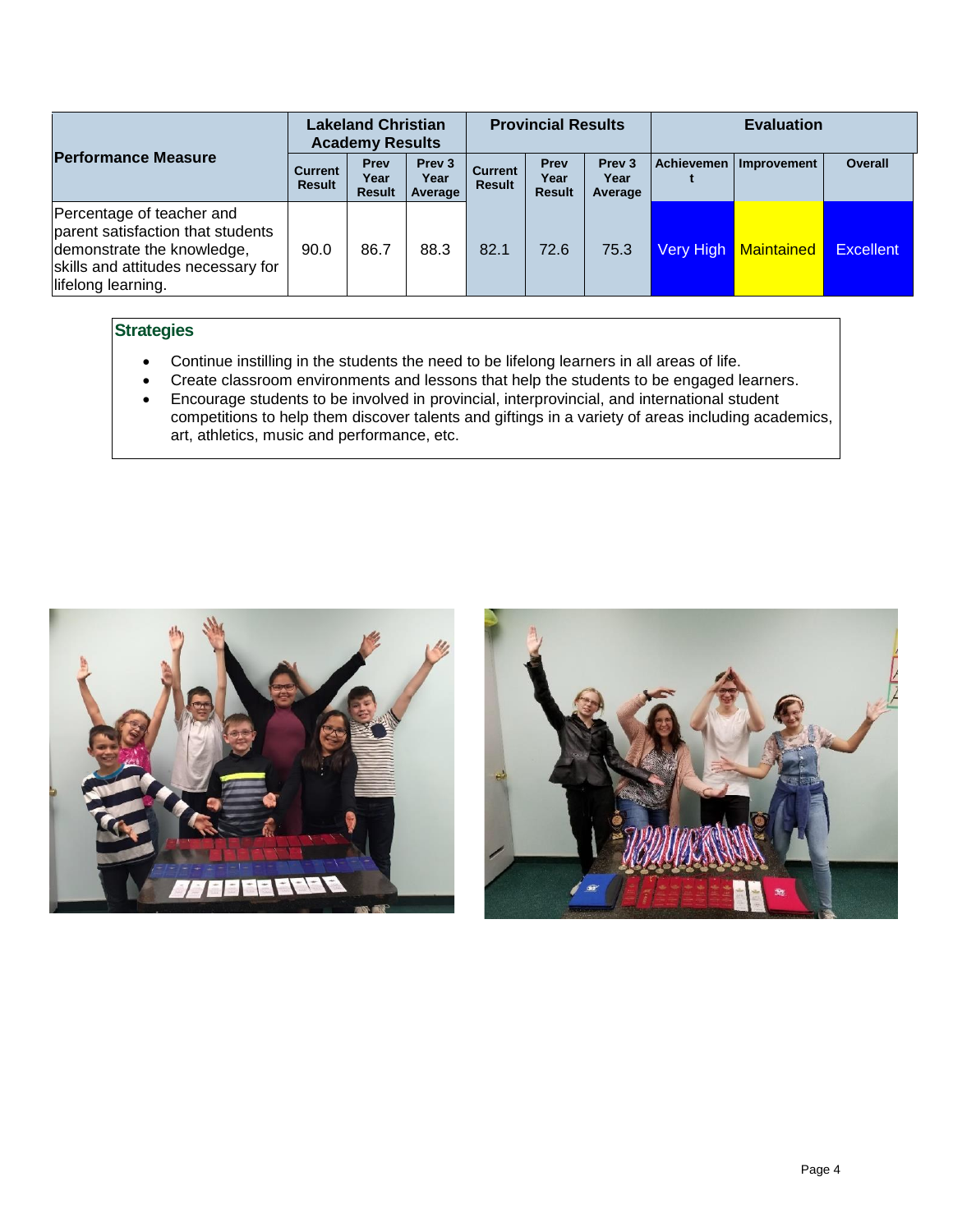| Performance Measure | Lakeland Christian Academy Results | | | Provincial Results | | | Evaluation | | |
|---|---|---|---|---|---|---|---|---|---|
| | Current Result | Prev Year Result | Prev 3 Year Average | Current Result | Prev Year Result | Prev 3 Year Average | Achievement | Improvement | Overall |
| Percentage of teacher and parent satisfaction that students demonstrate the knowledge, skills and attitudes necessary for lifelong learning. | 90.0 | 86.7 | 88.3 | 82.1 | 72.6 | 75.3 | Very High | Maintained | Excellent |

### Strategies

- Continue instilling in the students the need to be lifelong learners in all areas of life.
- Create classroom environments and lessons that help the students to be engaged learners.
- Encourage students to be involved in provincial, interprovincial, and international student competitions to help them discover talents and giftings in a variety of areas including academics, art, athletics, music and performance, etc.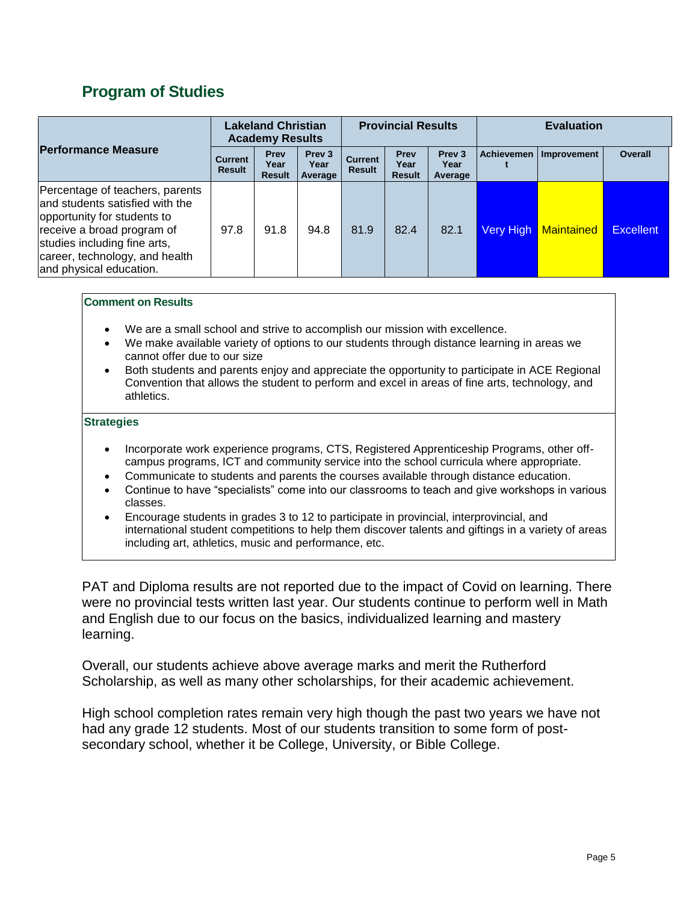## Program of Studies

| Performance Measure | Lakeland Christian Academy Results | | | Provincial Results | | | Evaluation | | |
|---|---|---|---|---|---|---|---|---|---|
| | Current Result | Prev Year Result | Prev 3 Year Average | Current Result | Prev Year Result | Prev 3 Year Average | Achievement | Improvement | Overall |
| Percentage of teachers, parents and students satisfied with the opportunity for students to receive a broad program of studies including fine arts, career, technology, and health and physical education. | 97.8 | 91.8 | 94.8 | 81.9 | 82.4 | 82.1 | Very High | Maintained | Excellent |

**Comment on Results**

- We are a small school and strive to accomplish our mission with excellence.
- We make available variety of options to our students through distance learning in areas we cannot offer due to our size
- Both students and parents enjoy and appreciate the opportunity to participate in ACE Regional Convention that allows the student to perform and excel in areas of fine arts, technology, and athletics.

**Strategies**

- Incorporate work experience programs, CTS, Registered Apprenticeship Programs, other off-campus programs, ICT and community service into the school curricula where appropriate.
- Communicate to students and parents the courses available through distance education.
- Continue to have "specialists" come into our classrooms to teach and give workshops in various classes.
- Encourage students in grades 3 to 12 to participate in provincial, interprovincial, and international student competitions to help them discover talents and giftings in a variety of areas including art, athletics, music and performance, etc.

PAT and Diploma results are not reported due to the impact of Covid on learning. There were no provincial tests written last year. Our students continue to perform well in Math and English due to our focus on the basics, individualized learning and mastery learning.

Overall, our students achieve above average marks and merit the Rutherford Scholarship, as well as many other scholarships, for their academic achievement.

High school completion rates remain very high though the past two years we have not had any grade 12 students. Most of our students transition to some form of post-secondary school, whether it be College, University, or Bible College.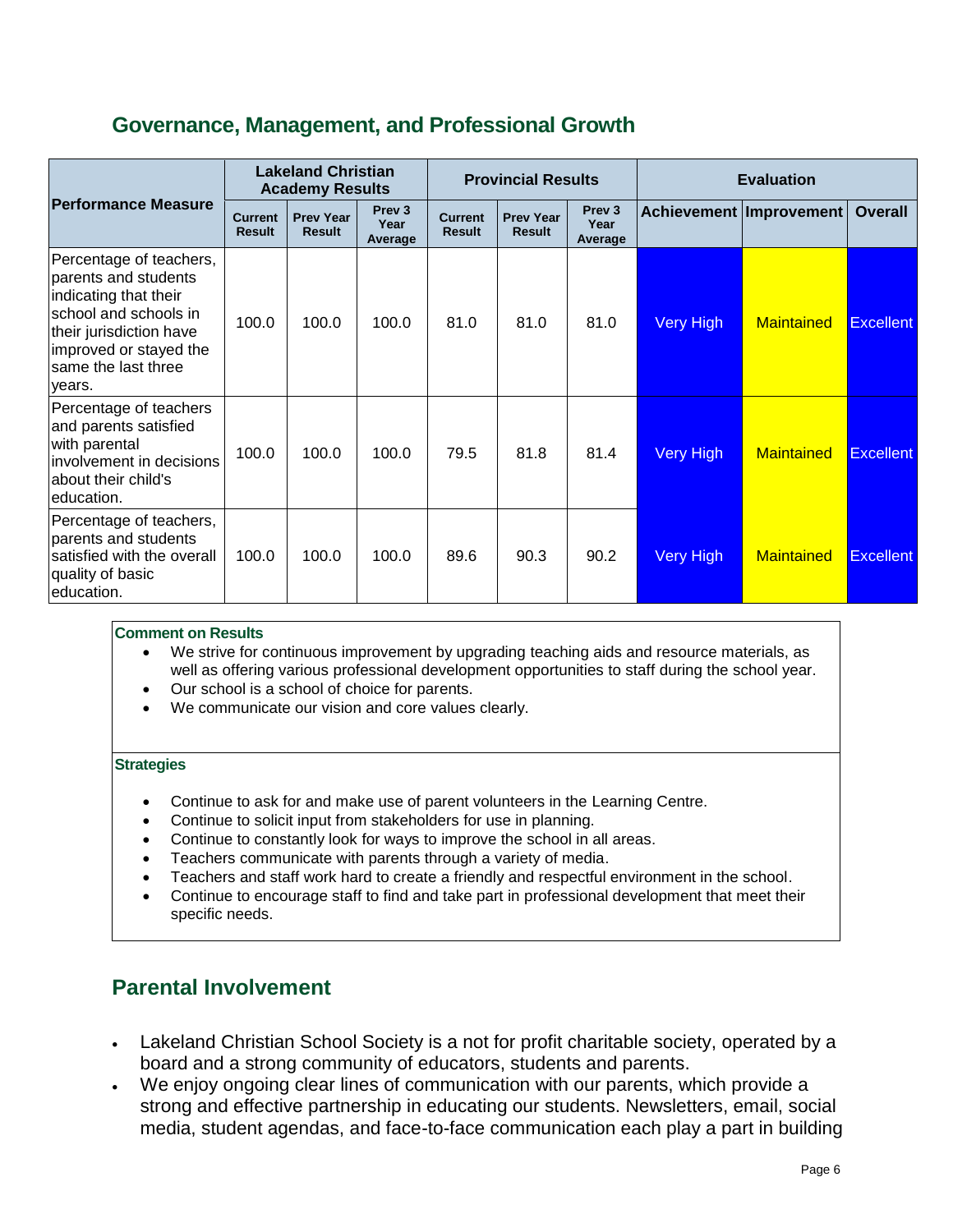## Governance, Management, and Professional Growth

| Performance Measure | Lakeland Christian Academy Results | | | Provincial Results | | | Evaluation | | |
|---|---|---|---|---|---|---|---|---|---|
| | Current Result | Prev Year Result | Prev 3 Year Average | Current Result | Prev Year Result | Prev 3 Year Average | Achievement | Improvement | Overall |
| Percentage of teachers, parents and students indicating that their school and schools in their jurisdiction have improved or stayed the same the last three years. | 100.0 | 100.0 | 100.0 | 81.0 | 81.0 | 81.0 | Very High | Maintained | Excellent |
| Percentage of teachers and parents satisfied with parental involvement in decisions about their child's education. | 100.0 | 100.0 | 100.0 | 79.5 | 81.8 | 81.4 | Very High | Maintained | Excellent |
| Percentage of teachers, parents and students satisfied with the overall quality of basic education. | 100.0 | 100.0 | 100.0 | 89.6 | 90.3 | 90.2 | Very High | Maintained | Excellent |

**Comment on Results**

- We strive for continuous improvement by upgrading teaching aids and resource materials, as well as offering various professional development opportunities to staff during the school year.
- Our school is a school of choice for parents.
- We communicate our vision and core values clearly.

**Strategies**

- Continue to ask for and make use of parent volunteers in the Learning Centre.
- Continue to solicit input from stakeholders for use in planning.
- Continue to constantly look for ways to improve the school in all areas.
- Teachers communicate with parents through a variety of media.
- Teachers and staff work hard to create a friendly and respectful environment in the school.
- Continue to encourage staff to find and take part in professional development that meet their specific needs.

## Parental Involvement

- Lakeland Christian School Society is a not for profit charitable society, operated by a board and a strong community of educators, students and parents.
- We enjoy ongoing clear lines of communication with our parents, which provide a strong and effective partnership in educating our students. Newsletters, email, social media, student agendas, and face-to-face communication each play a part in building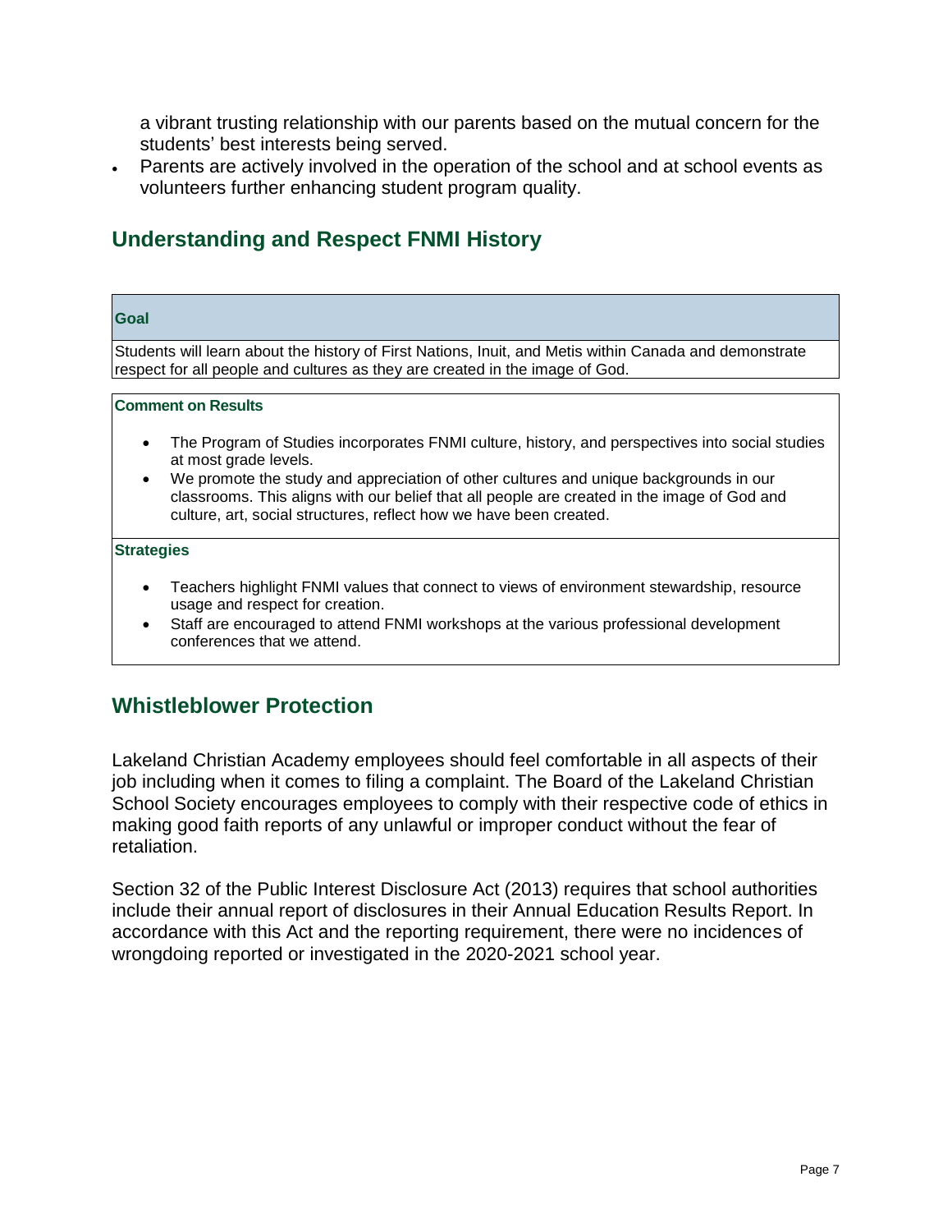a vibrant trusting relationship with our parents based on the mutual concern for the students' best interests being served.

- Parents are actively involved in the operation of the school and at school events as volunteers further enhancing student program quality.

## Understanding and Respect FNMI History

**Goal**

Students will learn about the history of First Nations, Inuit, and Metis within Canada and demonstrate respect for all people and cultures as they are created in the image of God.

**Comment on Results**

- The Program of Studies incorporates FNMI culture, history, and perspectives into social studies at most grade levels.
- We promote the study and appreciation of other cultures and unique backgrounds in our classrooms. This aligns with our belief that all people are created in the image of God and culture, art, social structures, reflect how we have been created.

**Strategies**

- Teachers highlight FNMI values that connect to views of environment stewardship, resource usage and respect for creation.
- Staff are encouraged to attend FNMI workshops at the various professional development conferences that we attend.

## Whistleblower Protection

Lakeland Christian Academy employees should feel comfortable in all aspects of their job including when it comes to filing a complaint. The Board of the Lakeland Christian School Society encourages employees to comply with their respective code of ethics in making good faith reports of any unlawful or improper conduct without the fear of retaliation.

Section 32 of the Public Interest Disclosure Act (2013) requires that school authorities include their annual report of disclosures in their Annual Education Results Report. In accordance with this Act and the reporting requirement, there were no incidences of wrongdoing reported or investigated in the 2020-2021 school year.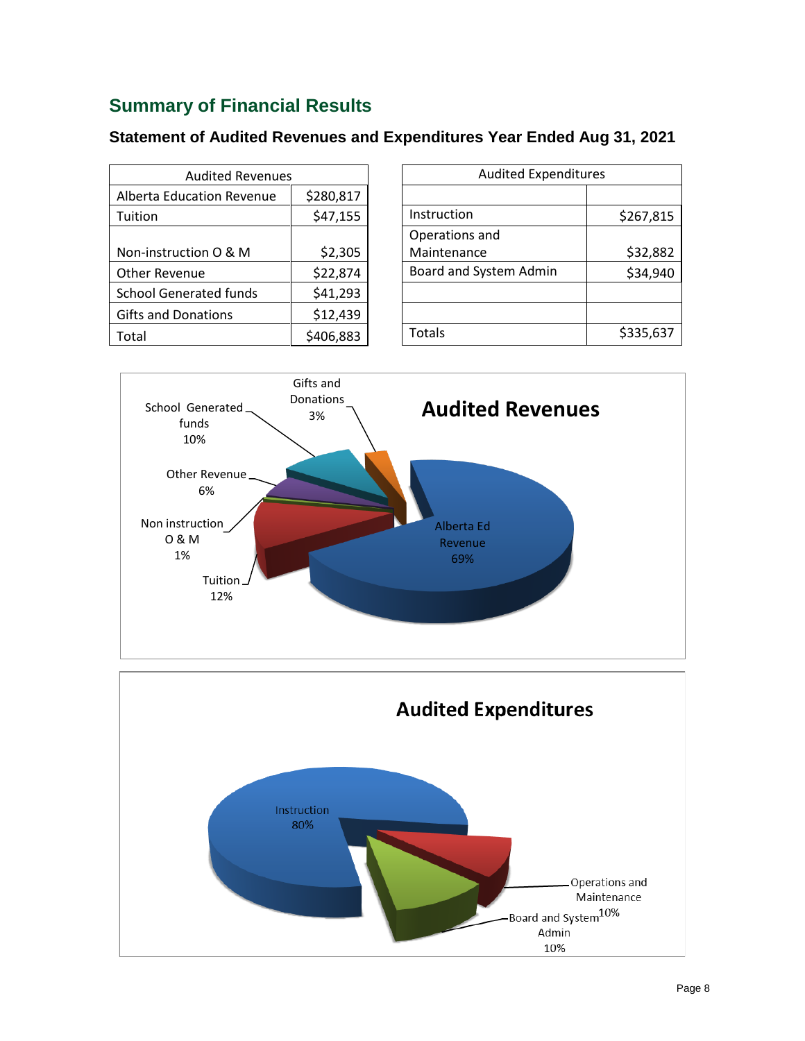## Summary of Financial Results

### Statement of Audited Revenues and Expenditures Year Ended Aug 31, 2021

| Audited Revenues | |
|---|---|
| Alberta Education Revenue | $280,817 |
| Tuition | $47,155 |
| Non-instruction O & M | $2,305 |
| Other Revenue | $22,874 |
| School Generated funds | $41,293 |
| Gifts and Donations | $12,439 |
| Total | $406,883 |

| Audited Expenditures | |
|---|---|
| | |
| Instruction | $267,815 |
| Operations and Maintenance | $32,882 |
| Board and System Admin | $34,940 |
| | |
| | |
| Totals | $335,637 |

**Audited Revenues**

Alberta Ed Revenue 69%

Tuition 12%

Non instruction O & M 1%

Other Revenue 6%

School Generated funds 10%

Gifts and Donations 3%

**Audited Expenditures**

Instruction 80%

Operations and Maintenance 10%

Board and System Admin 10%